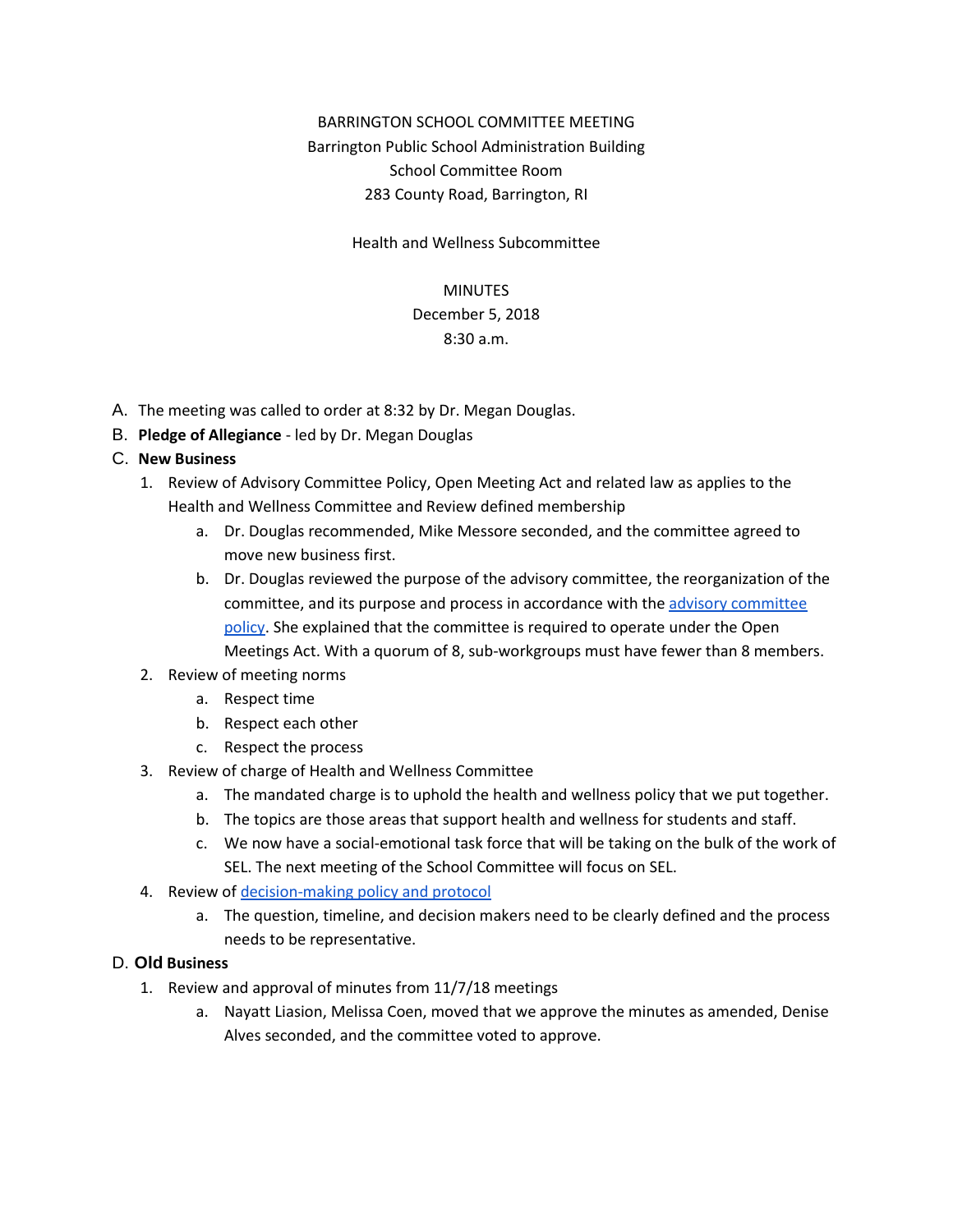BARRINGTON SCHOOL COMMITTEE MEETING
Barrington Public School Administration Building
School Committee Room
283 County Road, Barrington, RI

Health and Wellness Subcommittee

MINUTES
December 5, 2018
8:30 a.m.

A. The meeting was called to order at 8:32 by Dr. Megan Douglas.
B. **Pledge of Allegiance** - led by Dr. Megan Douglas
C. **New Business**
   1. Review of Advisory Committee Policy, Open Meeting Act and related law as applies to the Health and Wellness Committee and Review defined membership
      a. Dr. Douglas recommended, Mike Messore seconded, and the committee agreed to move new business first.
      b. Dr. Douglas reviewed the purpose of the advisory committee, the reorganization of the committee, and its purpose and process in accordance with the advisory committee policy. She explained that the committee is required to operate under the Open Meetings Act. With a quorum of 8, sub-workgroups must have fewer than 8 members.
   2. Review of meeting norms
      a. Respect time
      b. Respect each other
      c. Respect the process
   3. Review of charge of Health and Wellness Committee
      a. The mandated charge is to uphold the health and wellness policy that we put together.
      b. The topics are those areas that support health and wellness for students and staff.
      c. We now have a social-emotional task force that will be taking on the bulk of the work of SEL. The next meeting of the School Committee will focus on SEL.
   4. Review of decision-making policy and protocol
      a. The question, timeline, and decision makers need to be clearly defined and the process needs to be representative.

D. **Old Business**
   1. Review and approval of minutes from 11/7/18 meetings
      a. Nayatt Liasion, Melissa Coen, moved that we approve the minutes as amended, Denise Alves seconded, and the committee voted to approve.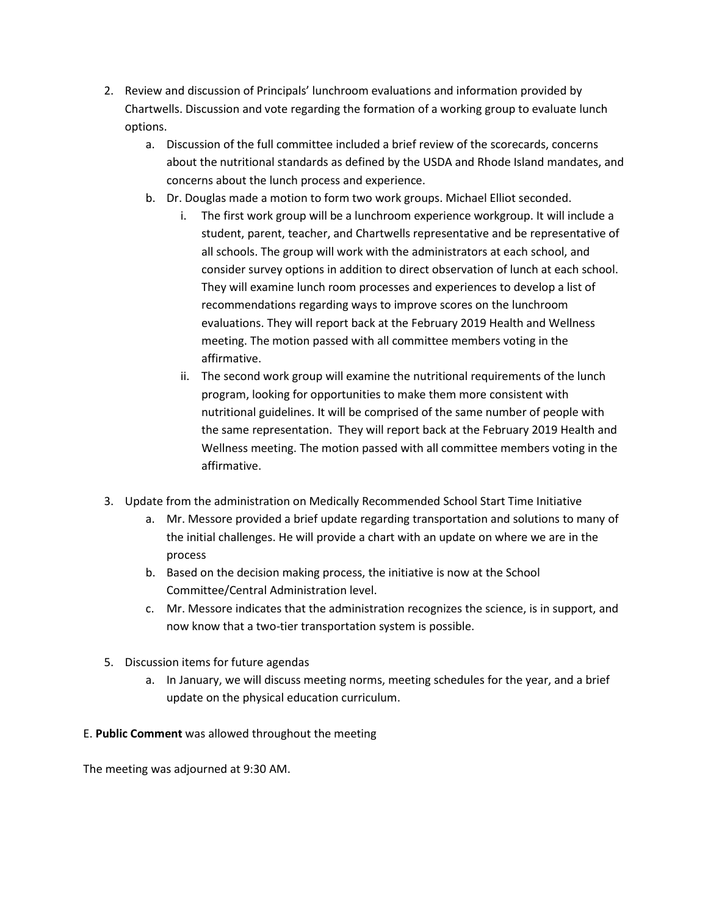2. Review and discussion of Principals' lunchroom evaluations and information provided by Chartwells. Discussion and vote regarding the formation of a working group to evaluate lunch options.
    a. Discussion of the full committee included a brief review of the scorecards, concerns about the nutritional standards as defined by the USDA and Rhode Island mandates, and concerns about the lunch process and experience.
    b. Dr. Douglas made a motion to form two work groups. Michael Elliot seconded.
        i. The first work group will be a lunchroom experience workgroup. It will include a student, parent, teacher, and Chartwells representative and be representative of all schools. The group will work with the administrators at each school, and consider survey options in addition to direct observation of lunch at each school. They will examine lunch room processes and experiences to develop a list of recommendations regarding ways to improve scores on the lunchroom evaluations. They will report back at the February 2019 Health and Wellness meeting. The motion passed with all committee members voting in the affirmative.
        ii. The second work group will examine the nutritional requirements of the lunch program, looking for opportunities to make them more consistent with nutritional guidelines. It will be comprised of the same number of people with the same representation. They will report back at the February 2019 Health and Wellness meeting. The motion passed with all committee members voting in the affirmative.

3. Update from the administration on Medically Recommended School Start Time Initiative
    a. Mr. Messore provided a brief update regarding transportation and solutions to many of the initial challenges. He will provide a chart with an update on where we are in the process
    b. Based on the decision making process, the initiative is now at the School Committee/Central Administration level.
    c. Mr. Messore indicates that the administration recognizes the science, is in support, and now know that a two-tier transportation system is possible.

5. Discussion items for future agendas
    a. In January, we will discuss meeting norms, meeting schedules for the year, and a brief update on the physical education curriculum.

E. **Public Comment** was allowed throughout the meeting

The meeting was adjourned at 9:30 AM.